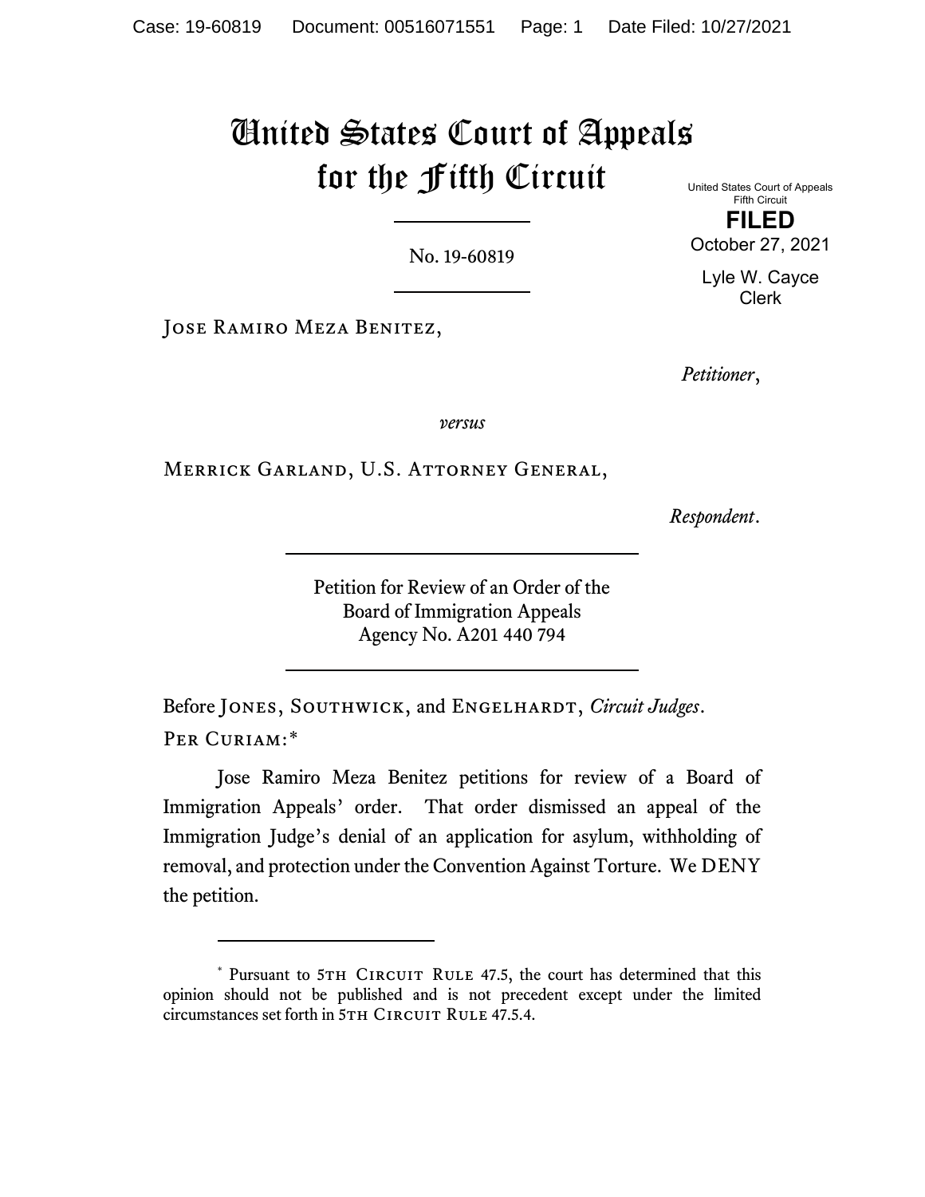# United States Court of Appeals for the Fifth Circuit

United States Court of Appeals
Fifth Circuit

**FILED**

October 27, 2021

Lyle W. Cayce
Clerk

No. 19-60819

Jose Ramiro Meza Benitez,

*Petitioner*,

*versus*

Merrick Garland, U.S. Attorney General,

*Respondent*.

Petition for Review of an Order of the
Board of Immigration Appeals
Agency No. A201 440 794

Before Jones, Southwick, and Engelhardt, *Circuit Judges*.

Per Curiam:*

Jose Ramiro Meza Benitez petitions for review of a Board of Immigration Appeals' order. That order dismissed an appeal of the Immigration Judge's denial of an application for asylum, withholding of removal, and protection under the Convention Against Torture. We DENY the petition.

---

* Pursuant to 5th Circuit Rule 47.5, the court has determined that this opinion should not be published and is not precedent except under the limited circumstances set forth in 5th Circuit Rule 47.5.4.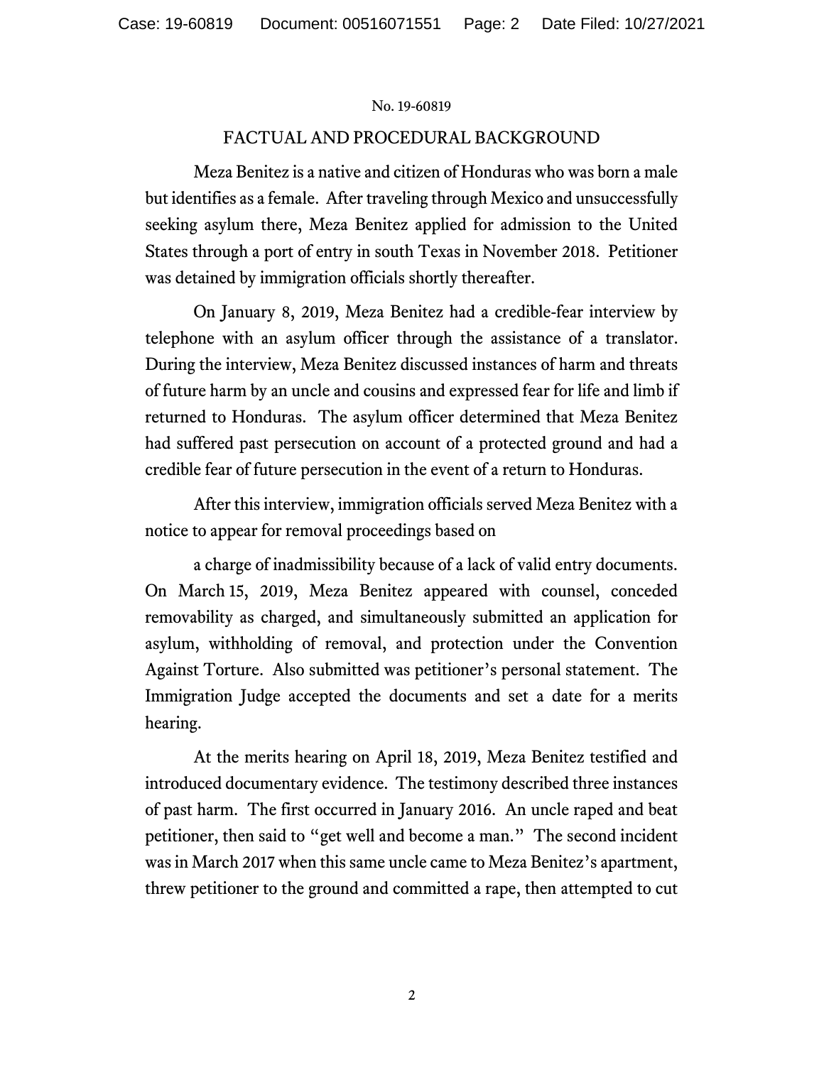## FACTUAL AND PROCEDURAL BACKGROUND

Meza Benitez is a native and citizen of Honduras who was born a male but identifies as a female. After traveling through Mexico and unsuccessfully seeking asylum there, Meza Benitez applied for admission to the United States through a port of entry in south Texas in November 2018. Petitioner was detained by immigration officials shortly thereafter.

On January 8, 2019, Meza Benitez had a credible-fear interview by telephone with an asylum officer through the assistance of a translator. During the interview, Meza Benitez discussed instances of harm and threats of future harm by an uncle and cousins and expressed fear for life and limb if returned to Honduras. The asylum officer determined that Meza Benitez had suffered past persecution on account of a protected ground and had a credible fear of future persecution in the event of a return to Honduras.

After this interview, immigration officials served Meza Benitez with a notice to appear for removal proceedings based on a charge of inadmissibility because of a lack of valid entry documents. On March 15, 2019, Meza Benitez appeared with counsel, conceded removability as charged, and simultaneously submitted an application for asylum, withholding of removal, and protection under the Convention Against Torture. Also submitted was petitioner's personal statement. The Immigration Judge accepted the documents and set a date for a merits hearing.

At the merits hearing on April 18, 2019, Meza Benitez testified and introduced documentary evidence. The testimony described three instances of past harm. The first occurred in January 2016. An uncle raped and beat petitioner, then said to "get well and become a man." The second incident was in March 2017 when this same uncle came to Meza Benitez's apartment, threw petitioner to the ground and committed a rape, then attempted to cut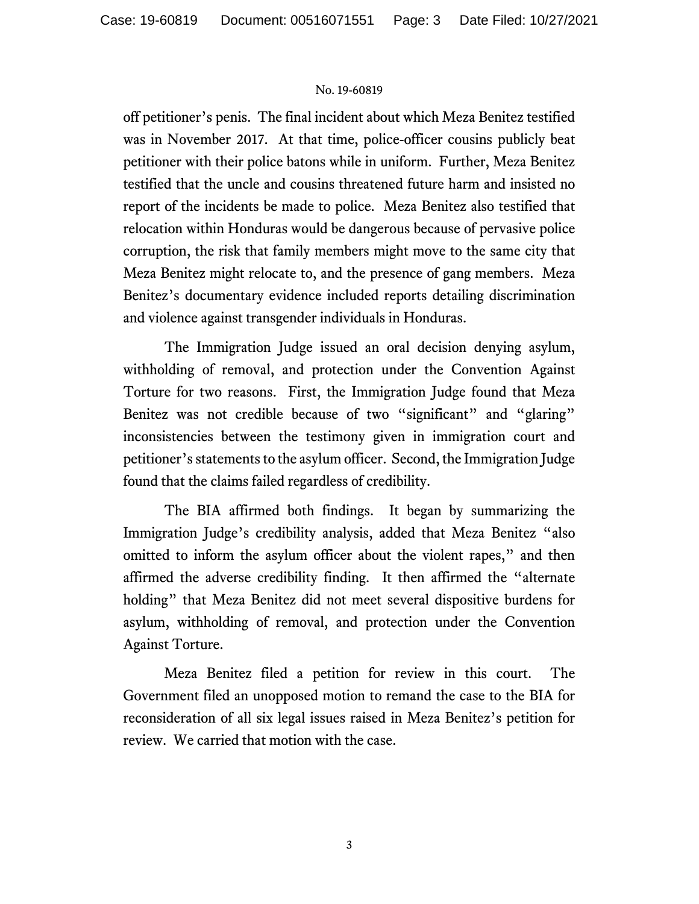off petitioner's penis. The final incident about which Meza Benitez testified was in November 2017. At that time, police-officer cousins publicly beat petitioner with their police batons while in uniform. Further, Meza Benitez testified that the uncle and cousins threatened future harm and insisted no report of the incidents be made to police. Meza Benitez also testified that relocation within Honduras would be dangerous because of pervasive police corruption, the risk that family members might move to the same city that Meza Benitez might relocate to, and the presence of gang members. Meza Benitez's documentary evidence included reports detailing discrimination and violence against transgender individuals in Honduras.

The Immigration Judge issued an oral decision denying asylum, withholding of removal, and protection under the Convention Against Torture for two reasons. First, the Immigration Judge found that Meza Benitez was not credible because of two "significant" and "glaring" inconsistencies between the testimony given in immigration court and petitioner's statements to the asylum officer. Second, the Immigration Judge found that the claims failed regardless of credibility.

The BIA affirmed both findings. It began by summarizing the Immigration Judge's credibility analysis, added that Meza Benitez "also omitted to inform the asylum officer about the violent rapes," and then affirmed the adverse credibility finding. It then affirmed the "alternate holding" that Meza Benitez did not meet several dispositive burdens for asylum, withholding of removal, and protection under the Convention Against Torture.

Meza Benitez filed a petition for review in this court. The Government filed an unopposed motion to remand the case to the BIA for reconsideration of all six legal issues raised in Meza Benitez's petition for review. We carried that motion with the case.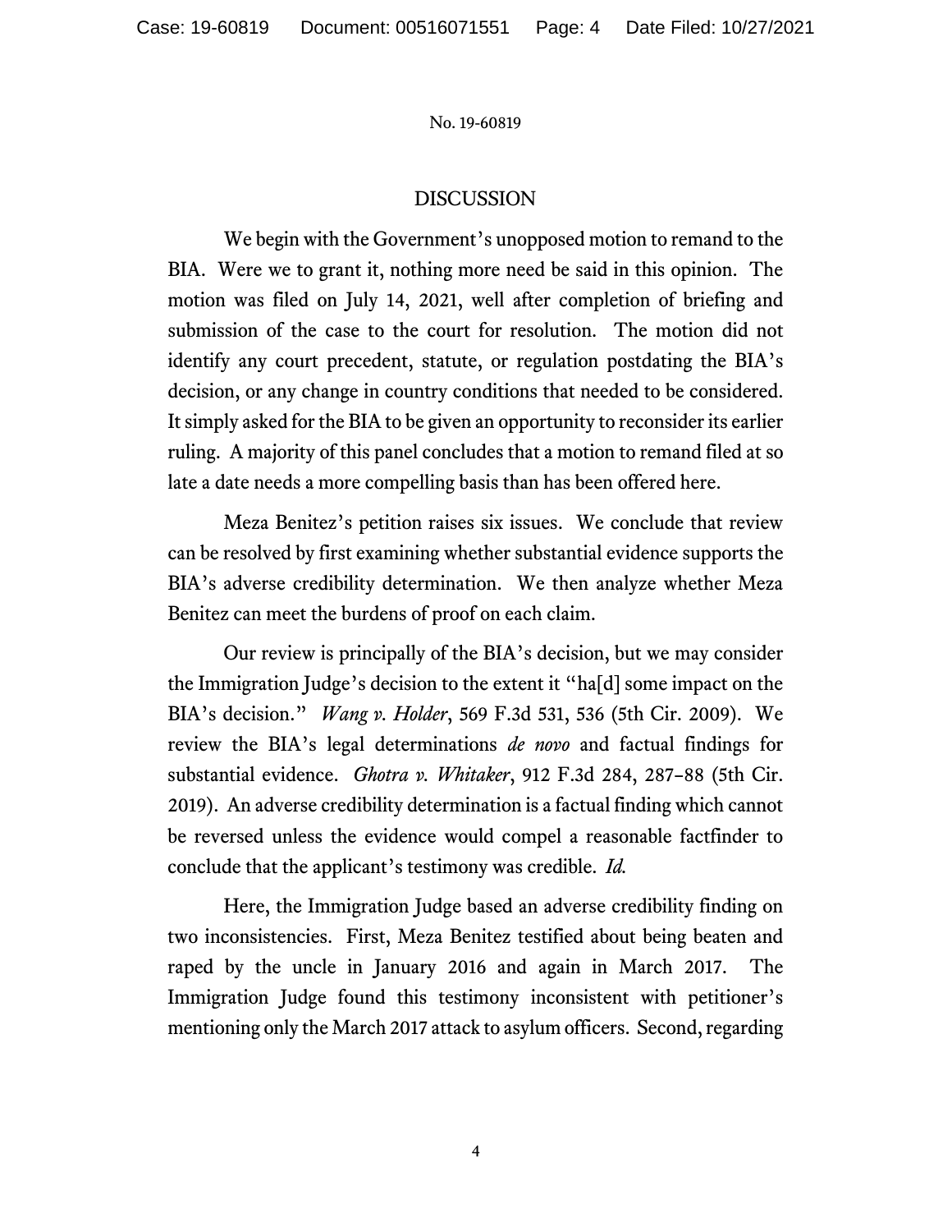## DISCUSSION

We begin with the Government's unopposed motion to remand to the BIA. Were we to grant it, nothing more need be said in this opinion. The motion was filed on July 14, 2021, well after completion of briefing and submission of the case to the court for resolution. The motion did not identify any court precedent, statute, or regulation postdating the BIA's decision, or any change in country conditions that needed to be considered. It simply asked for the BIA to be given an opportunity to reconsider its earlier ruling. A majority of this panel concludes that a motion to remand filed at so late a date needs a more compelling basis than has been offered here.

Meza Benitez's petition raises six issues. We conclude that review can be resolved by first examining whether substantial evidence supports the BIA's adverse credibility determination. We then analyze whether Meza Benitez can meet the burdens of proof on each claim.

Our review is principally of the BIA's decision, but we may consider the Immigration Judge's decision to the extent it "ha[d] some impact on the BIA's decision." *Wang v. Holder*, 569 F.3d 531, 536 (5th Cir. 2009). We review the BIA's legal determinations *de novo* and factual findings for substantial evidence. *Ghotra v. Whitaker*, 912 F.3d 284, 287–88 (5th Cir. 2019). An adverse credibility determination is a factual finding which cannot be reversed unless the evidence would compel a reasonable factfinder to conclude that the applicant's testimony was credible. *Id.*

Here, the Immigration Judge based an adverse credibility finding on two inconsistencies. First, Meza Benitez testified about being beaten and raped by the uncle in January 2016 and again in March 2017. The Immigration Judge found this testimony inconsistent with petitioner's mentioning only the March 2017 attack to asylum officers. Second, regarding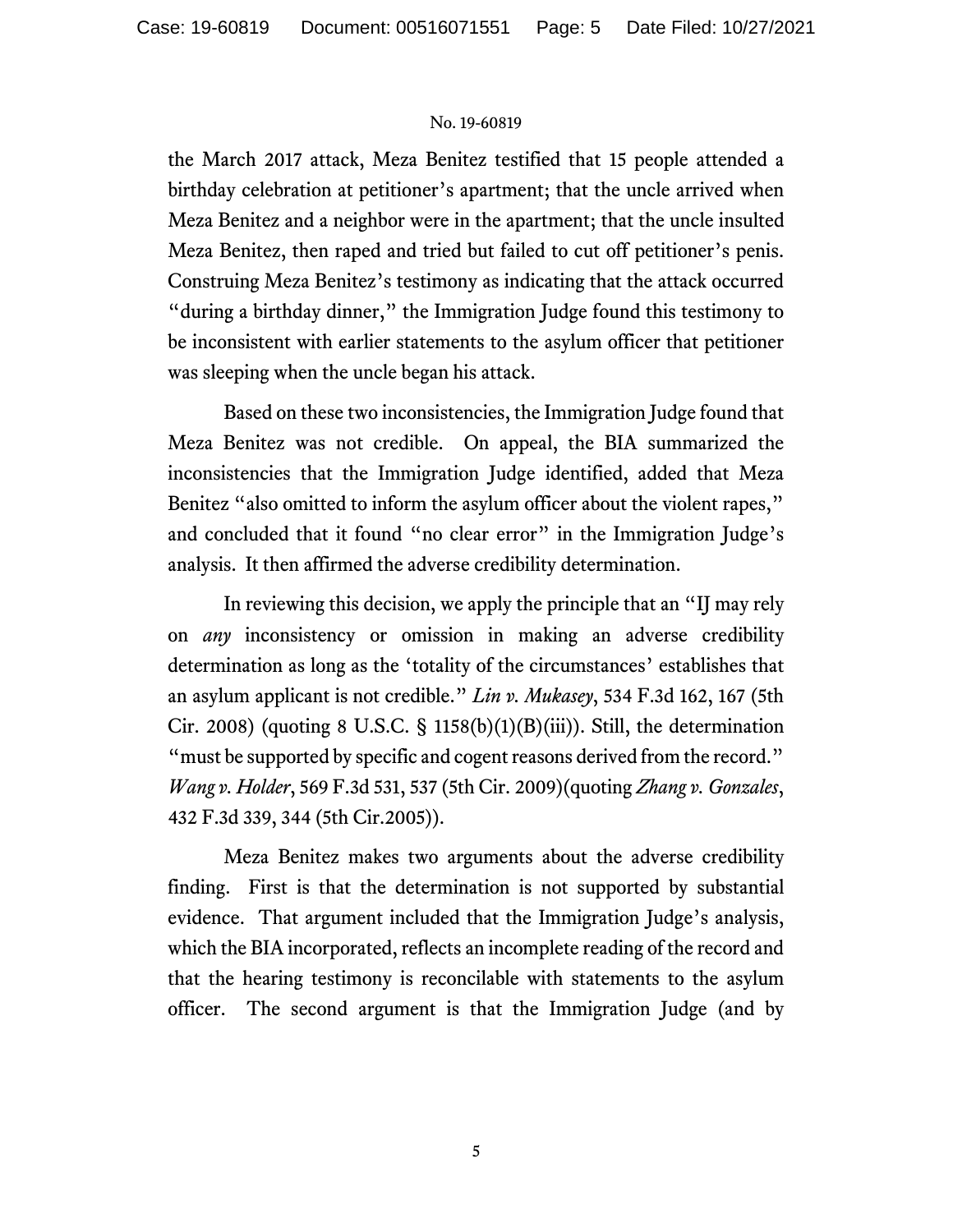the March 2017 attack, Meza Benitez testified that 15 people attended a birthday celebration at petitioner's apartment; that the uncle arrived when Meza Benitez and a neighbor were in the apartment; that the uncle insulted Meza Benitez, then raped and tried but failed to cut off petitioner's penis. Construing Meza Benitez's testimony as indicating that the attack occurred "during a birthday dinner," the Immigration Judge found this testimony to be inconsistent with earlier statements to the asylum officer that petitioner was sleeping when the uncle began his attack.

Based on these two inconsistencies, the Immigration Judge found that Meza Benitez was not credible. On appeal, the BIA summarized the inconsistencies that the Immigration Judge identified, added that Meza Benitez "also omitted to inform the asylum officer about the violent rapes," and concluded that it found "no clear error" in the Immigration Judge's analysis. It then affirmed the adverse credibility determination.

In reviewing this decision, we apply the principle that an "IJ may rely on *any* inconsistency or omission in making an adverse credibility determination as long as the 'totality of the circumstances' establishes that an asylum applicant is not credible." *Lin v. Mukasey*, 534 F.3d 162, 167 (5th Cir. 2008) (quoting 8 U.S.C. § 1158(b)(1)(B)(iii)). Still, the determination "must be supported by specific and cogent reasons derived from the record." *Wang v. Holder*, 569 F.3d 531, 537 (5th Cir. 2009)(quoting *Zhang v. Gonzales*, 432 F.3d 339, 344 (5th Cir.2005)).

Meza Benitez makes two arguments about the adverse credibility finding. First is that the determination is not supported by substantial evidence. That argument included that the Immigration Judge's analysis, which the BIA incorporated, reflects an incomplete reading of the record and that the hearing testimony is reconcilable with statements to the asylum officer. The second argument is that the Immigration Judge (and by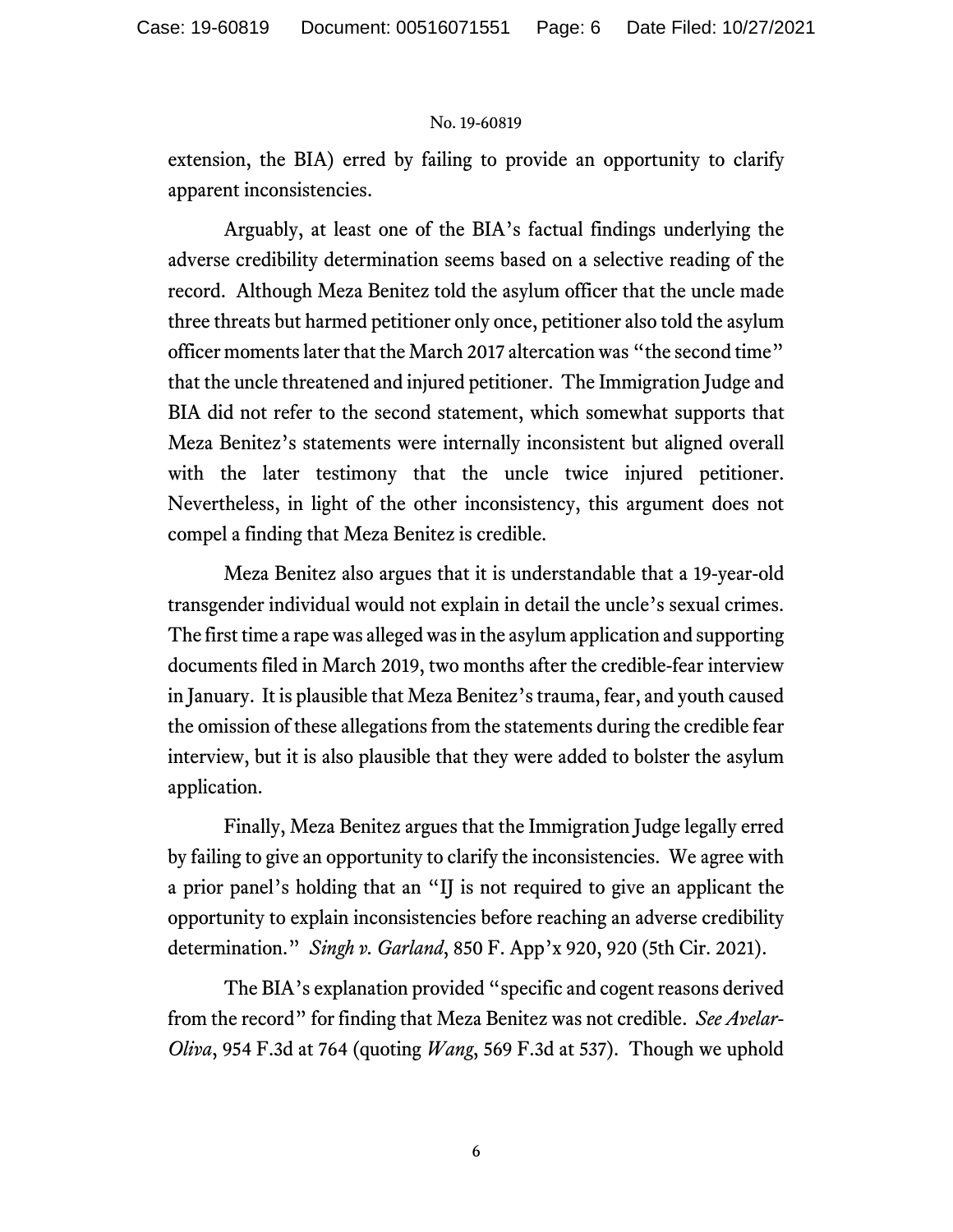extension, the BIA) erred by failing to provide an opportunity to clarify apparent inconsistencies.

Arguably, at least one of the BIA's factual findings underlying the adverse credibility determination seems based on a selective reading of the record. Although Meza Benitez told the asylum officer that the uncle made three threats but harmed petitioner only once, petitioner also told the asylum officer moments later that the March 2017 altercation was "the second time" that the uncle threatened and injured petitioner. The Immigration Judge and BIA did not refer to the second statement, which somewhat supports that Meza Benitez's statements were internally inconsistent but aligned overall with the later testimony that the uncle twice injured petitioner. Nevertheless, in light of the other inconsistency, this argument does not compel a finding that Meza Benitez is credible.

Meza Benitez also argues that it is understandable that a 19-year-old transgender individual would not explain in detail the uncle's sexual crimes. The first time a rape was alleged was in the asylum application and supporting documents filed in March 2019, two months after the credible-fear interview in January. It is plausible that Meza Benitez's trauma, fear, and youth caused the omission of these allegations from the statements during the credible fear interview, but it is also plausible that they were added to bolster the asylum application.

Finally, Meza Benitez argues that the Immigration Judge legally erred by failing to give an opportunity to clarify the inconsistencies. We agree with a prior panel's holding that an "IJ is not required to give an applicant the opportunity to explain inconsistencies before reaching an adverse credibility determination." *Singh v. Garland*, 850 F. App'x 920, 920 (5th Cir. 2021).

The BIA's explanation provided "specific and cogent reasons derived from the record" for finding that Meza Benitez was not credible. *See Avelar-Oliva*, 954 F.3d at 764 (quoting *Wang*, 569 F.3d at 537). Though we uphold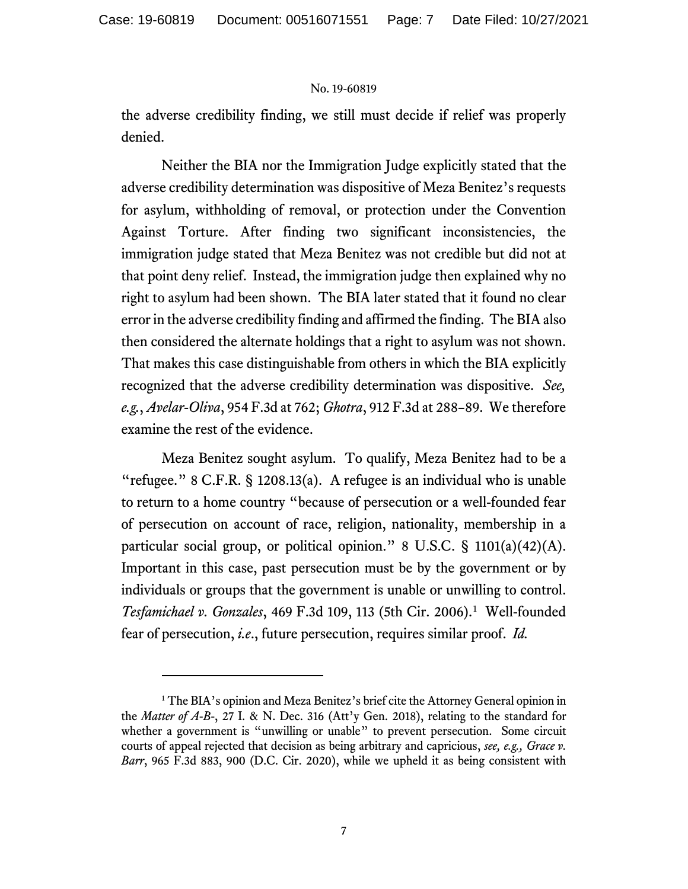the adverse credibility finding, we still must decide if relief was properly denied.

Neither the BIA nor the Immigration Judge explicitly stated that the adverse credibility determination was dispositive of Meza Benitez's requests for asylum, withholding of removal, or protection under the Convention Against Torture. After finding two significant inconsistencies, the immigration judge stated that Meza Benitez was not credible but did not at that point deny relief. Instead, the immigration judge then explained why no right to asylum had been shown. The BIA later stated that it found no clear error in the adverse credibility finding and affirmed the finding. The BIA also then considered the alternate holdings that a right to asylum was not shown. That makes this case distinguishable from others in which the BIA explicitly recognized that the adverse credibility determination was dispositive. *See, e.g.*, *Avelar-Oliva*, 954 F.3d at 762; *Ghotra*, 912 F.3d at 288–89. We therefore examine the rest of the evidence.

Meza Benitez sought asylum. To qualify, Meza Benitez had to be a "refugee." 8 C.F.R. § 1208.13(a). A refugee is an individual who is unable to return to a home country "because of persecution or a well-founded fear of persecution on account of race, religion, nationality, membership in a particular social group, or political opinion." 8 U.S.C. § 1101(a)(42)(A). Important in this case, past persecution must be by the government or by individuals or groups that the government is unable or unwilling to control. *Tesfamichael v. Gonzales*, 469 F.3d 109, 113 (5th Cir. 2006).[1] Well-founded fear of persecution, *i.e.*, future persecution, requires similar proof. *Id.*

---

[1] The BIA's opinion and Meza Benitez's brief cite the Attorney General opinion in the *Matter of A-B-*, 27 I. & N. Dec. 316 (Att'y Gen. 2018), relating to the standard for whether a government is "unwilling or unable" to prevent persecution. Some circuit courts of appeal rejected that decision as being arbitrary and capricious, *see, e.g., Grace v. Barr*, 965 F.3d 883, 900 (D.C. Cir. 2020), while we upheld it as being consistent with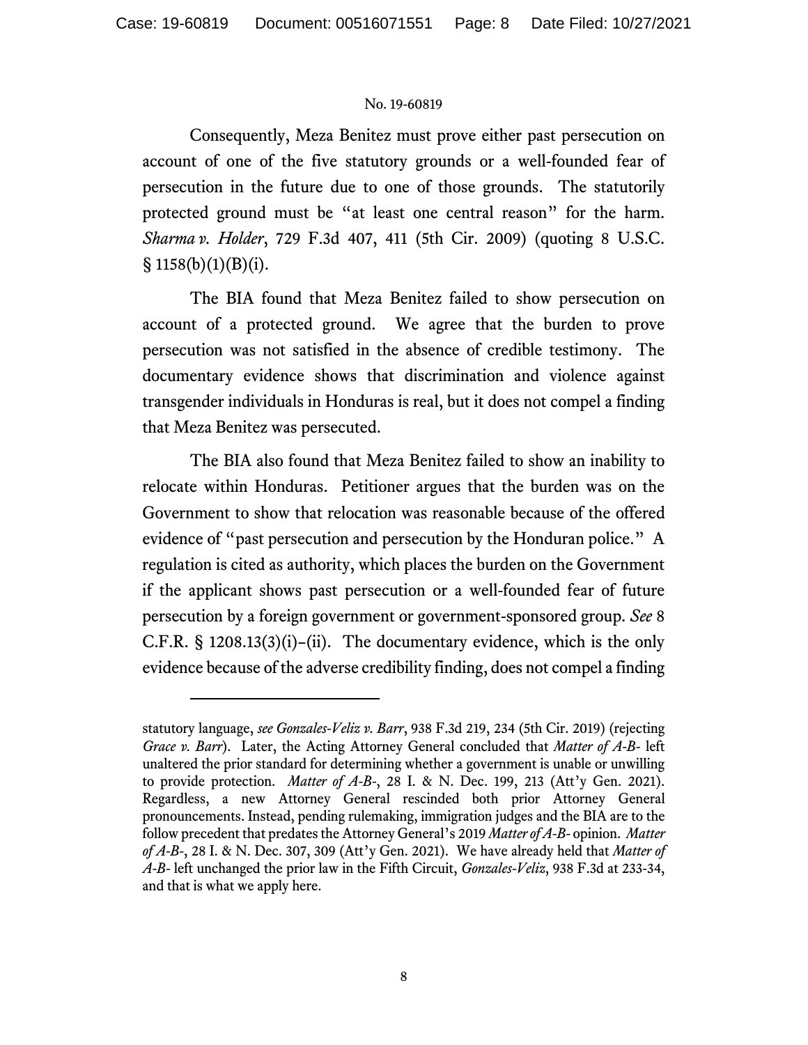Consequently, Meza Benitez must prove either past persecution on account of one of the five statutory grounds or a well-founded fear of persecution in the future due to one of those grounds. The statutorily protected ground must be "at least one central reason" for the harm. *Sharma v. Holder*, 729 F.3d 407, 411 (5th Cir. 2009) (quoting 8 U.S.C. § 1158(b)(1)(B)(i).

The BIA found that Meza Benitez failed to show persecution on account of a protected ground. We agree that the burden to prove persecution was not satisfied in the absence of credible testimony. The documentary evidence shows that discrimination and violence against transgender individuals in Honduras is real, but it does not compel a finding that Meza Benitez was persecuted.

The BIA also found that Meza Benitez failed to show an inability to relocate within Honduras. Petitioner argues that the burden was on the Government to show that relocation was reasonable because of the offered evidence of "past persecution and persecution by the Honduran police." A regulation is cited as authority, which places the burden on the Government if the applicant shows past persecution or a well-founded fear of future persecution by a foreign government or government-sponsored group. *See* 8 C.F.R. § 1208.13(3)(i)–(ii). The documentary evidence, which is the only evidence because of the adverse credibility finding, does not compel a finding

---

statutory language, *see Gonzales-Veliz v. Barr*, 938 F.3d 219, 234 (5th Cir. 2019) (rejecting *Grace v. Barr*). Later, the Acting Attorney General concluded that *Matter of A-B-* left unaltered the prior standard for determining whether a government is unable or unwilling to provide protection. *Matter of A-B-*, 28 I. & N. Dec. 199, 213 (Att'y Gen. 2021). Regardless, a new Attorney General rescinded both prior Attorney General pronouncements. Instead, pending rulemaking, immigration judges and the BIA are to the follow precedent that predates the Attorney General's 2019 *Matter of A-B-* opinion. *Matter of A-B-*, 28 I. & N. Dec. 307, 309 (Att'y Gen. 2021). We have already held that *Matter of A-B-* left unchanged the prior law in the Fifth Circuit, *Gonzales-Veliz*, 938 F.3d at 233-34, and that is what we apply here.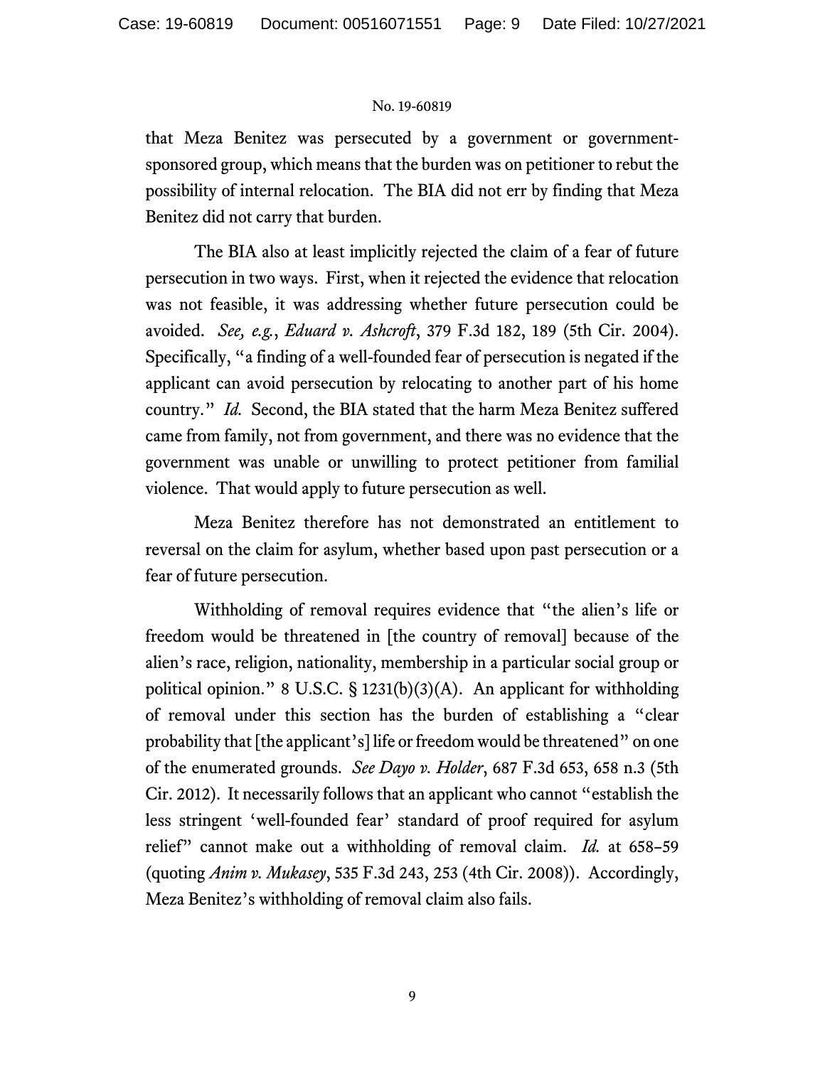that Meza Benitez was persecuted by a government or government-sponsored group, which means that the burden was on petitioner to rebut the possibility of internal relocation. The BIA did not err by finding that Meza Benitez did not carry that burden.

The BIA also at least implicitly rejected the claim of a fear of future persecution in two ways. First, when it rejected the evidence that relocation was not feasible, it was addressing whether future persecution could be avoided. *See, e.g.*, *Eduard v. Ashcroft*, 379 F.3d 182, 189 (5th Cir. 2004). Specifically, "a finding of a well-founded fear of persecution is negated if the applicant can avoid persecution by relocating to another part of his home country." *Id.* Second, the BIA stated that the harm Meza Benitez suffered came from family, not from government, and there was no evidence that the government was unable or unwilling to protect petitioner from familial violence. That would apply to future persecution as well.

Meza Benitez therefore has not demonstrated an entitlement to reversal on the claim for asylum, whether based upon past persecution or a fear of future persecution.

Withholding of removal requires evidence that "the alien's life or freedom would be threatened in [the country of removal] because of the alien's race, religion, nationality, membership in a particular social group or political opinion." 8 U.S.C. § 1231(b)(3)(A). An applicant for withholding of removal under this section has the burden of establishing a "clear probability that [the applicant's] life or freedom would be threatened" on one of the enumerated grounds. *See Dayo v. Holder*, 687 F.3d 653, 658 n.3 (5th Cir. 2012). It necessarily follows that an applicant who cannot "establish the less stringent 'well-founded fear' standard of proof required for asylum relief" cannot make out a withholding of removal claim. *Id.* at 658–59 (quoting *Anim v. Mukasey*, 535 F.3d 243, 253 (4th Cir. 2008)). Accordingly, Meza Benitez's withholding of removal claim also fails.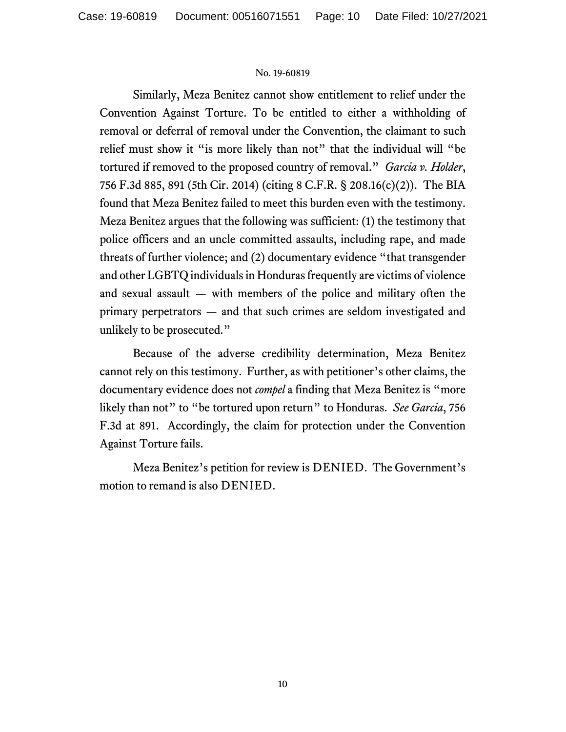Similarly, Meza Benitez cannot show entitlement to relief under the Convention Against Torture. To be entitled to either a withholding of removal or deferral of removal under the Convention, the claimant to such relief must show it "is more likely than not" that the individual will "be tortured if removed to the proposed country of removal." *Garcia v. Holder*, 756 F.3d 885, 891 (5th Cir. 2014) (citing 8 C.F.R. § 208.16(c)(2)). The BIA found that Meza Benitez failed to meet this burden even with the testimony. Meza Benitez argues that the following was sufficient: (1) the testimony that police officers and an uncle committed assaults, including rape, and made threats of further violence; and (2) documentary evidence "that transgender and other LGBTQ individuals in Honduras frequently are victims of violence and sexual assault — with members of the police and military often the primary perpetrators — and that such crimes are seldom investigated and unlikely to be prosecuted."

Because of the adverse credibility determination, Meza Benitez cannot rely on this testimony. Further, as with petitioner's other claims, the documentary evidence does not *compel* a finding that Meza Benitez is "more likely than not" to "be tortured upon return" to Honduras. *See Garcia*, 756 F.3d at 891. Accordingly, the claim for protection under the Convention Against Torture fails.

Meza Benitez's petition for review is DENIED. The Government's motion to remand is also DENIED.